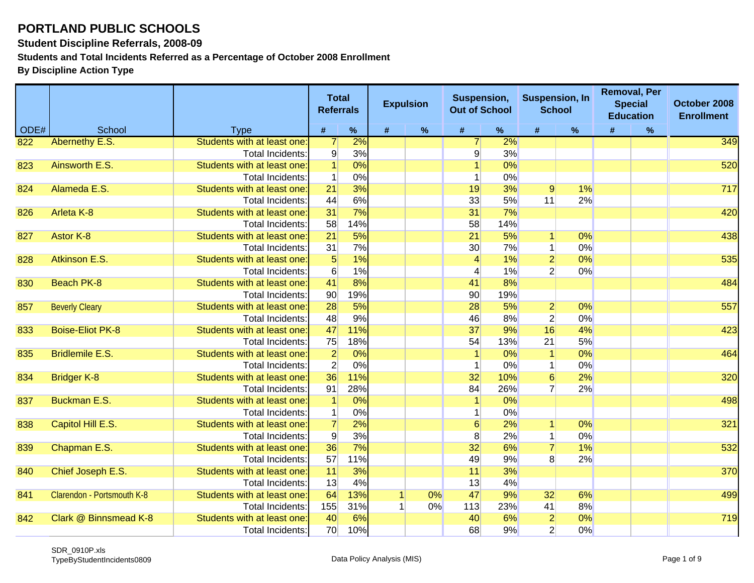# PORTLAND PUBLIC SCHOOLS

### Student Discipline Referrals, 2008-09

**Students and Total Incidents Referred as a Percentage of October 2008 Enrollment**

**By Discipline Action Type**

| ODE# | School | Type | Total Referrals | | Expulsion | | Suspension, Out of School | | Suspension, In School | | Removal, Per Special Education | | October 2008 Enrollment |
|---|---|---|---|---|---|---|---|---|---|---|---|---|---|
| | | | # | % | # | % | # | % | # | % | # | % | |
| 822 | Abernethy E.S. | Students with at least one: | 7 | 2% | | | 7 | 2% | | | | | 349 |
| | | Total Incidents: | 9 | 3% | | | 9 | 3% | | | | | |
| 823 | Ainsworth E.S. | Students with at least one: | 1 | 0% | | | 1 | 0% | | | | | 520 |
| | | Total Incidents: | 1 | 0% | | | 1 | 0% | | | | | |
| 824 | Alameda E.S. | Students with at least one: | 21 | 3% | | | 19 | 3% | 9 | 1% | | | 717 |
| | | Total Incidents: | 44 | 6% | | | 33 | 5% | 11 | 2% | | | |
| 826 | Arleta K-8 | Students with at least one: | 31 | 7% | | | 31 | 7% | | | | | 420 |
| | | Total Incidents: | 58 | 14% | | | 58 | 14% | | | | | |
| 827 | Astor K-8 | Students with at least one: | 21 | 5% | | | 21 | 5% | 1 | 0% | | | 438 |
| | | Total Incidents: | 31 | 7% | | | 30 | 7% | 1 | 0% | | | |
| 828 | Atkinson E.S. | Students with at least one: | 5 | 1% | | | 4 | 1% | 2 | 0% | | | 535 |
| | | Total Incidents: | 6 | 1% | | | 4 | 1% | 2 | 0% | | | |
| 830 | Beach PK-8 | Students with at least one: | 41 | 8% | | | 41 | 8% | | | | | 484 |
| | | Total Incidents: | 90 | 19% | | | 90 | 19% | | | | | |
| 857 | Beverly Cleary | Students with at least one: | 28 | 5% | | | 28 | 5% | 2 | 0% | | | 557 |
| | | Total Incidents: | 48 | 9% | | | 46 | 8% | 2 | 0% | | | |
| 833 | Boise-Eliot PK-8 | Students with at least one: | 47 | 11% | | | 37 | 9% | 16 | 4% | | | 423 |
| | | Total Incidents: | 75 | 18% | | | 54 | 13% | 21 | 5% | | | |
| 835 | Bridlemile E.S. | Students with at least one: | 2 | 0% | | | 1 | 0% | 1 | 0% | | | 464 |
| | | Total Incidents: | 2 | 0% | | | 1 | 0% | 1 | 0% | | | |
| 834 | Bridger K-8 | Students with at least one: | 36 | 11% | | | 32 | 10% | 6 | 2% | | | 320 |
| | | Total Incidents: | 91 | 28% | | | 84 | 26% | 7 | 2% | | | |
| 837 | Buckman E.S. | Students with at least one: | 1 | 0% | | | 1 | 0% | | | | | 498 |
| | | Total Incidents: | 1 | 0% | | | 1 | 0% | | | | | |
| 838 | Capitol Hill E.S. | Students with at least one: | 7 | 2% | | | 6 | 2% | 1 | 0% | | | 321 |
| | | Total Incidents: | 9 | 3% | | | 8 | 2% | 1 | 0% | | | |
| 839 | Chapman E.S. | Students with at least one: | 36 | 7% | | | 32 | 6% | 7 | 1% | | | 532 |
| | | Total Incidents: | 57 | 11% | | | 49 | 9% | 8 | 2% | | | |
| 840 | Chief Joseph E.S. | Students with at least one: | 11 | 3% | | | 11 | 3% | | | | | 370 |
| | | Total Incidents: | 13 | 4% | | | 13 | 4% | | | | | |
| 841 | Clarendon - Portsmouth K-8 | Students with at least one: | 64 | 13% | 1 | 0% | 47 | 9% | 32 | 6% | | | 499 |
| | | Total Incidents: | 155 | 31% | 1 | 0% | 113 | 23% | 41 | 8% | | | |
| 842 | Clark @ Binnsmead K-8 | Students with at least one: | 40 | 6% | | | 40 | 6% | 2 | 0% | | | 719 |
| | | Total Incidents: | 70 | 10% | | | 68 | 9% | 2 | 0% | | | |

SDR_0910P.xls
TypeByStudentIncidents0809

Data Policy Analysis (MIS)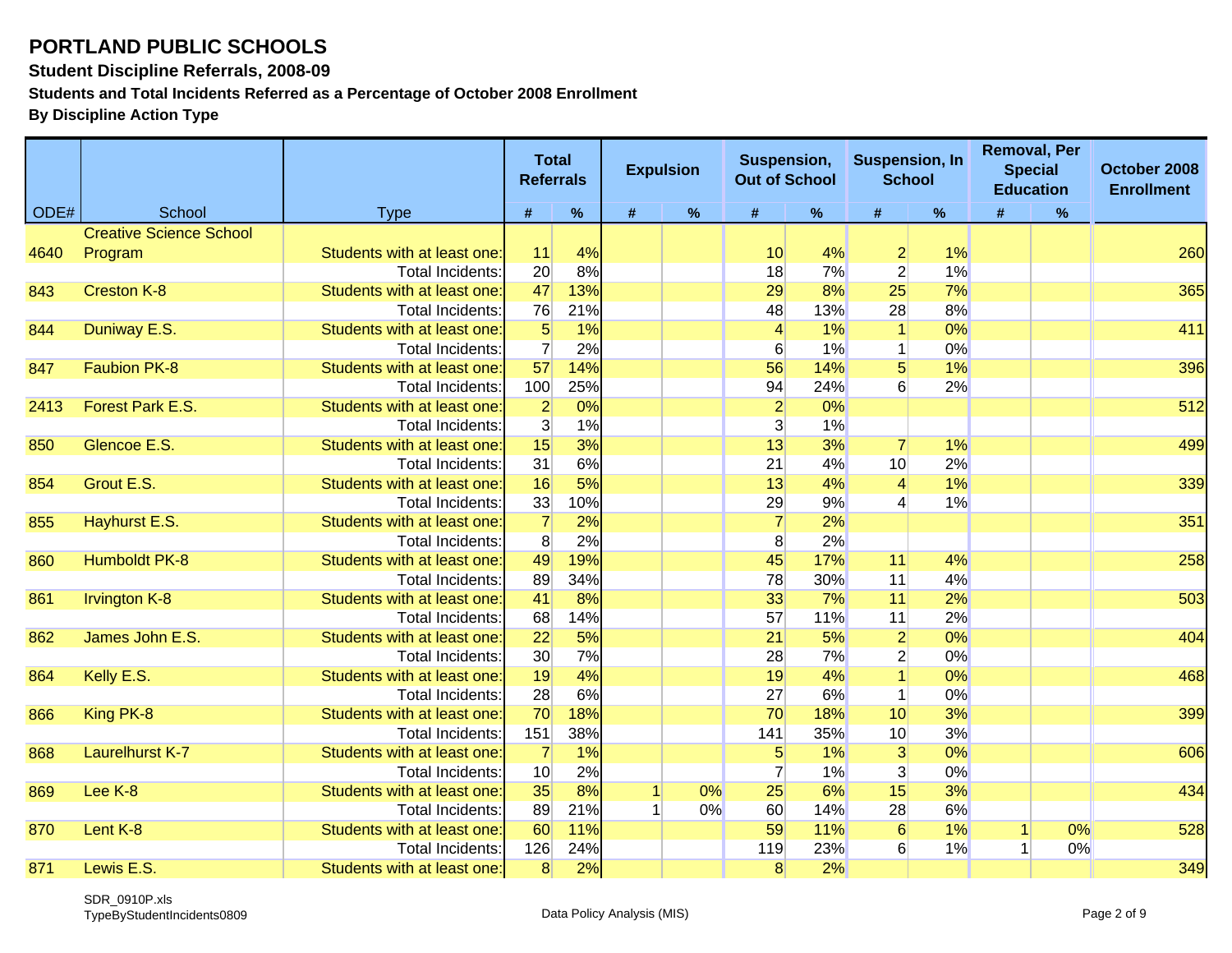# PORTLAND PUBLIC SCHOOLS

**Student Discipline Referrals, 2008-09**

**Students and Total Incidents Referred as a Percentage of October 2008 Enrollment**

**By Discipline Action Type**

| ODE# | School | Type | Total Referrals | | Expulsion | | Suspension, Out of School | | Suspension, In School | | Removal, Per Special Education | | October 2008 Enrollment |
|---|---|---|---|---|---|---|---|---|---|---|---|---|---|
| | | | # | % | # | % | # | % | # | % | # | % | |
| 4640 | Creative Science School Program | Students with at least one: | 11 | 4% | | | 10 | 4% | 2 | 1% | | | 260 |
| | | Total Incidents: | 20 | 8% | | | 18 | 7% | 2 | 1% | | | |
| 843 | Creston K-8 | Students with at least one: | 47 | 13% | | | 29 | 8% | 25 | 7% | | | 365 |
| | | Total Incidents: | 76 | 21% | | | 48 | 13% | 28 | 8% | | | |
| 844 | Duniway E.S. | Students with at least one: | 5 | 1% | | | 4 | 1% | 1 | 0% | | | 411 |
| | | Total Incidents: | 7 | 2% | | | 6 | 1% | 1 | 0% | | | |
| 847 | Faubion PK-8 | Students with at least one: | 57 | 14% | | | 56 | 14% | 5 | 1% | | | 396 |
| | | Total Incidents: | 100 | 25% | | | 94 | 24% | 6 | 2% | | | |
| 2413 | Forest Park E.S. | Students with at least one: | 2 | 0% | | | 2 | 0% | | | | | 512 |
| | | Total Incidents: | 3 | 1% | | | 3 | 1% | | | | | |
| 850 | Glencoe E.S. | Students with at least one: | 15 | 3% | | | 13 | 3% | 7 | 1% | | | 499 |
| | | Total Incidents: | 31 | 6% | | | 21 | 4% | 10 | 2% | | | |
| 854 | Grout E.S. | Students with at least one: | 16 | 5% | | | 13 | 4% | 4 | 1% | | | 339 |
| | | Total Incidents: | 33 | 10% | | | 29 | 9% | 4 | 1% | | | |
| 855 | Hayhurst E.S. | Students with at least one: | 7 | 2% | | | 7 | 2% | | | | | 351 |
| | | Total Incidents: | 8 | 2% | | | 8 | 2% | | | | | |
| 860 | Humboldt PK-8 | Students with at least one: | 49 | 19% | | | 45 | 17% | 11 | 4% | | | 258 |
| | | Total Incidents: | 89 | 34% | | | 78 | 30% | 11 | 4% | | | |
| 861 | Irvington K-8 | Students with at least one: | 41 | 8% | | | 33 | 7% | 11 | 2% | | | 503 |
| | | Total Incidents: | 68 | 14% | | | 57 | 11% | 11 | 2% | | | |
| 862 | James John E.S. | Students with at least one: | 22 | 5% | | | 21 | 5% | 2 | 0% | | | 404 |
| | | Total Incidents: | 30 | 7% | | | 28 | 7% | 2 | 0% | | | |
| 864 | Kelly E.S. | Students with at least one: | 19 | 4% | | | 19 | 4% | 1 | 0% | | | 468 |
| | | Total Incidents: | 28 | 6% | | | 27 | 6% | 1 | 0% | | | |
| 866 | King PK-8 | Students with at least one: | 70 | 18% | | | 70 | 18% | 10 | 3% | | | 399 |
| | | Total Incidents: | 151 | 38% | | | 141 | 35% | 10 | 3% | | | |
| 868 | Laurelhurst K-7 | Students with at least one: | 7 | 1% | | | 5 | 1% | 3 | 0% | | | 606 |
| | | Total Incidents: | 10 | 2% | | | 7 | 1% | 3 | 0% | | | |
| 869 | Lee K-8 | Students with at least one: | 35 | 8% | 1 | 0% | 25 | 6% | 15 | 3% | | | 434 |
| | | Total Incidents: | 89 | 21% | 1 | 0% | 60 | 14% | 28 | 6% | | | |
| 870 | Lent K-8 | Students with at least one: | 60 | 11% | | | 59 | 11% | 6 | 1% | 1 | 0% | 528 |
| | | Total Incidents: | 126 | 24% | | | 119 | 23% | 6 | 1% | 1 | 0% | |
| 871 | Lewis E.S. | Students with at least one: | 8 | 2% | | | 8 | 2% | | | | | 349 |

SDR_0910P.xls
TypeByStudentIncidents0809

Data Policy Analysis (MIS)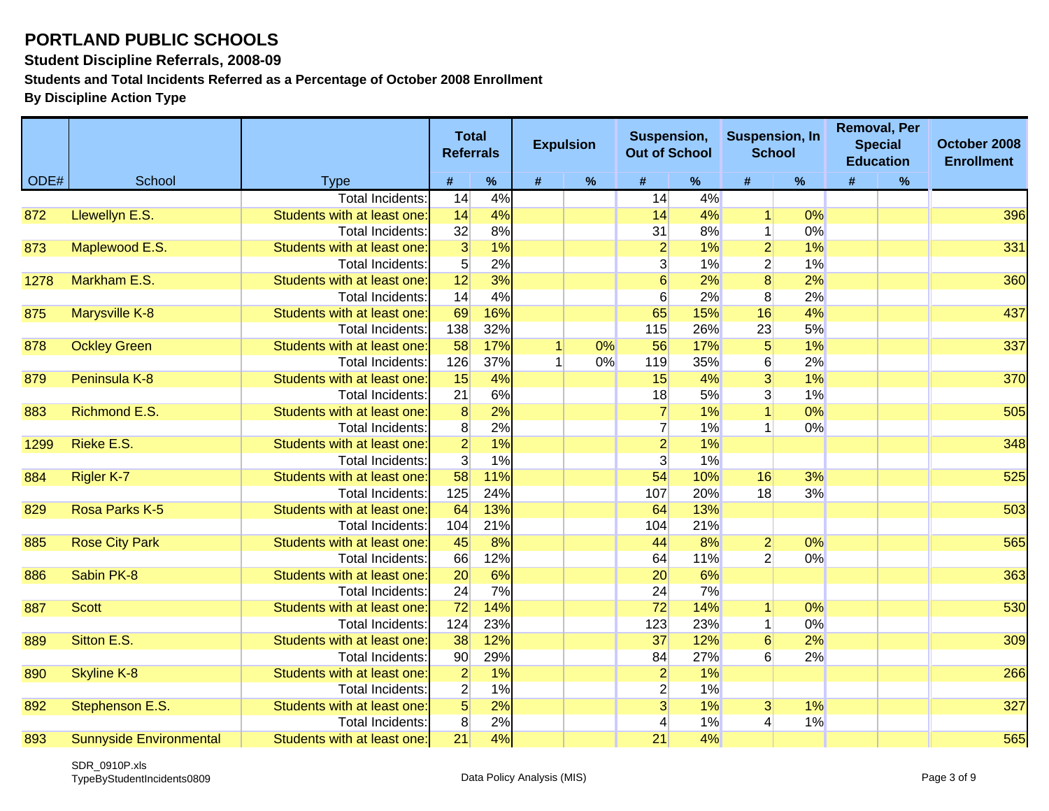# PORTLAND PUBLIC SCHOOLS

### Student Discipline Referrals, 2008-09

### Students and Total Incidents Referred as a Percentage of October 2008 Enrollment

### By Discipline Action Type

| ODE# | School | Type | Total Referrals | | Expulsion | | Suspension, Out of School | | Suspension, In School | | Removal, Per Special Education | | October 2008 Enrollment |
|---|---|---|---|---|---|---|---|---|---|---|---|---|---|
| | | | # | % | # | % | # | % | # | % | # | % | |
| | | Total Incidents: | 14 | 4% | | | 14 | 4% | | | | | |
| 872 | Llewellyn E.S. | Students with at least one: | 14 | 4% | | | 14 | 4% | 1 | 0% | | | 396 |
| | | Total Incidents: | 32 | 8% | | | 31 | 8% | 1 | 0% | | | |
| 873 | Maplewood E.S. | Students with at least one: | 3 | 1% | | | 2 | 1% | 2 | 1% | | | 331 |
| | | Total Incidents: | 5 | 2% | | | 3 | 1% | 2 | 1% | | | |
| 1278 | Markham E.S. | Students with at least one: | 12 | 3% | | | 6 | 2% | 8 | 2% | | | 360 |
| | | Total Incidents: | 14 | 4% | | | 6 | 2% | 8 | 2% | | | |
| 875 | Marysville K-8 | Students with at least one: | 69 | 16% | | | 65 | 15% | 16 | 4% | | | 437 |
| | | Total Incidents: | 138 | 32% | | | 115 | 26% | 23 | 5% | | | |
| 878 | Ockley Green | Students with at least one: | 58 | 17% | 1 | 0% | 56 | 17% | 5 | 1% | | | 337 |
| | | Total Incidents: | 126 | 37% | 1 | 0% | 119 | 35% | 6 | 2% | | | |
| 879 | Peninsula K-8 | Students with at least one: | 15 | 4% | | | 15 | 4% | 3 | 1% | | | 370 |
| | | Total Incidents: | 21 | 6% | | | 18 | 5% | 3 | 1% | | | |
| 883 | Richmond E.S. | Students with at least one: | 8 | 2% | | | 7 | 1% | 1 | 0% | | | 505 |
| | | Total Incidents: | 8 | 2% | | | 7 | 1% | 1 | 0% | | | |
| 1299 | Rieke E.S. | Students with at least one: | 2 | 1% | | | 2 | 1% | | | | | 348 |
| | | Total Incidents: | 3 | 1% | | | 3 | 1% | | | | | |
| 884 | Rigler K-7 | Students with at least one: | 58 | 11% | | | 54 | 10% | 16 | 3% | | | 525 |
| | | Total Incidents: | 125 | 24% | | | 107 | 20% | 18 | 3% | | | |
| 829 | Rosa Parks K-5 | Students with at least one: | 64 | 13% | | | 64 | 13% | | | | | 503 |
| | | Total Incidents: | 104 | 21% | | | 104 | 21% | | | | | |
| 885 | Rose City Park | Students with at least one: | 45 | 8% | | | 44 | 8% | 2 | 0% | | | 565 |
| | | Total Incidents: | 66 | 12% | | | 64 | 11% | 2 | 0% | | | |
| 886 | Sabin PK-8 | Students with at least one: | 20 | 6% | | | 20 | 6% | | | | | 363 |
| | | Total Incidents: | 24 | 7% | | | 24 | 7% | | | | | |
| 887 | Scott | Students with at least one: | 72 | 14% | | | 72 | 14% | 1 | 0% | | | 530 |
| | | Total Incidents: | 124 | 23% | | | 123 | 23% | 1 | 0% | | | |
| 889 | Sitton E.S. | Students with at least one: | 38 | 12% | | | 37 | 12% | 6 | 2% | | | 309 |
| | | Total Incidents: | 90 | 29% | | | 84 | 27% | 6 | 2% | | | |
| 890 | Skyline K-8 | Students with at least one: | 2 | 1% | | | 2 | 1% | | | | | 266 |
| | | Total Incidents: | 2 | 1% | | | 2 | 1% | | | | | |
| 892 | Stephenson E.S. | Students with at least one: | 5 | 2% | | | 3 | 1% | 3 | 1% | | | 327 |
| | | Total Incidents: | 8 | 2% | | | 4 | 1% | 4 | 1% | | | |
| 893 | Sunnyside Environmental | Students with at least one: | 21 | 4% | | | 21 | 4% | | | | | 565 |

SDR_0910P.xls
TypeByStudentIncidents0809

Data Policy Analysis (MIS)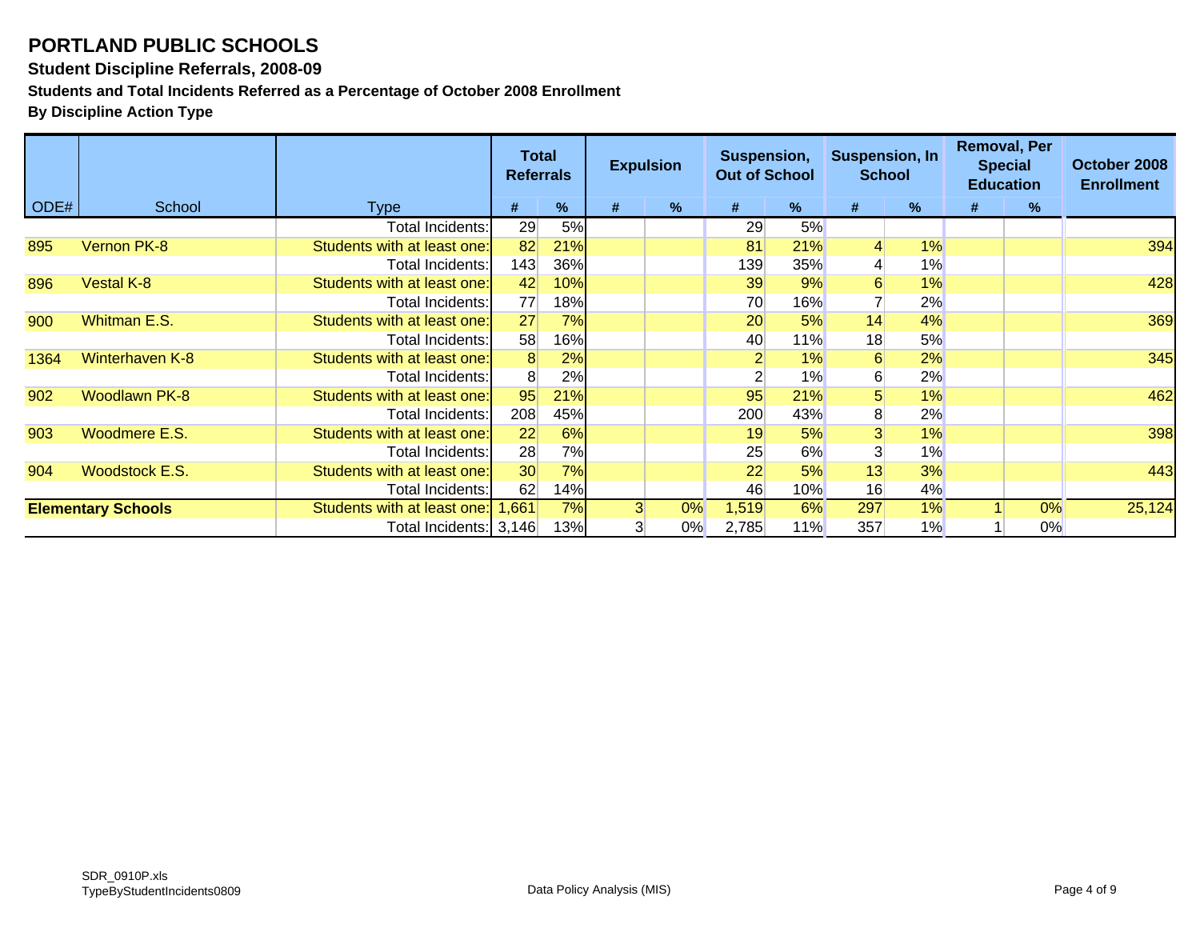# PORTLAND PUBLIC SCHOOLS

**Student Discipline Referrals, 2008-09**

**Students and Total Incidents Referred as a Percentage of October 2008 Enrollment**

**By Discipline Action Type**

| ODE# | School | Type | Total Referrals | | Expulsion | | Suspension, Out of School | | Suspension, In School | | Removal, Per Special Education | | October 2008 Enrollment |
|---|---|---|---|---|---|---|---|---|---|---|---|---|---|
| | | | # | % | # | % | # | % | # | % | # | % | |
| | | Total Incidents: | 29 | 5% | | | 29 | 5% | | | | | |
| 895 | Vernon PK-8 | Students with at least one: | 82 | 21% | | | 81 | 21% | 4 | 1% | | | 394 |
| | | Total Incidents: | 143 | 36% | | | 139 | 35% | 4 | 1% | | | |
| 896 | Vestal K-8 | Students with at least one: | 42 | 10% | | | 39 | 9% | 6 | 1% | | | 428 |
| | | Total Incidents: | 77 | 18% | | | 70 | 16% | 7 | 2% | | | |
| 900 | Whitman E.S. | Students with at least one: | 27 | 7% | | | 20 | 5% | 14 | 4% | | | 369 |
| | | Total Incidents: | 58 | 16% | | | 40 | 11% | 18 | 5% | | | |
| 1364 | Winterhaven K-8 | Students with at least one: | 8 | 2% | | | 2 | 1% | 6 | 2% | | | 345 |
| | | Total Incidents: | 8 | 2% | | | 2 | 1% | 6 | 2% | | | |
| 902 | Woodlawn PK-8 | Students with at least one: | 95 | 21% | | | 95 | 21% | 5 | 1% | | | 462 |
| | | Total Incidents: | 208 | 45% | | | 200 | 43% | 8 | 2% | | | |
| 903 | Woodmere E.S. | Students with at least one: | 22 | 6% | | | 19 | 5% | 3 | 1% | | | 398 |
| | | Total Incidents: | 28 | 7% | | | 25 | 6% | 3 | 1% | | | |
| 904 | Woodstock E.S. | Students with at least one: | 30 | 7% | | | 22 | 5% | 13 | 3% | | | 443 |
| | | Total Incidents: | 62 | 14% | | | 46 | 10% | 16 | 4% | | | |
| **Elementary Schools** | | Students with at least one: | 1,661 | 7% | 3 | 0% | 1,519 | 6% | 297 | 1% | 1 | 0% | 25,124 |
| | | Total Incidents: | 3,146 | 13% | 3 | 0% | 2,785 | 11% | 357 | 1% | 1 | 0% | |

SDR_0910P.xls
TypeByStudentIncidents0809

Data Policy Analysis (MIS)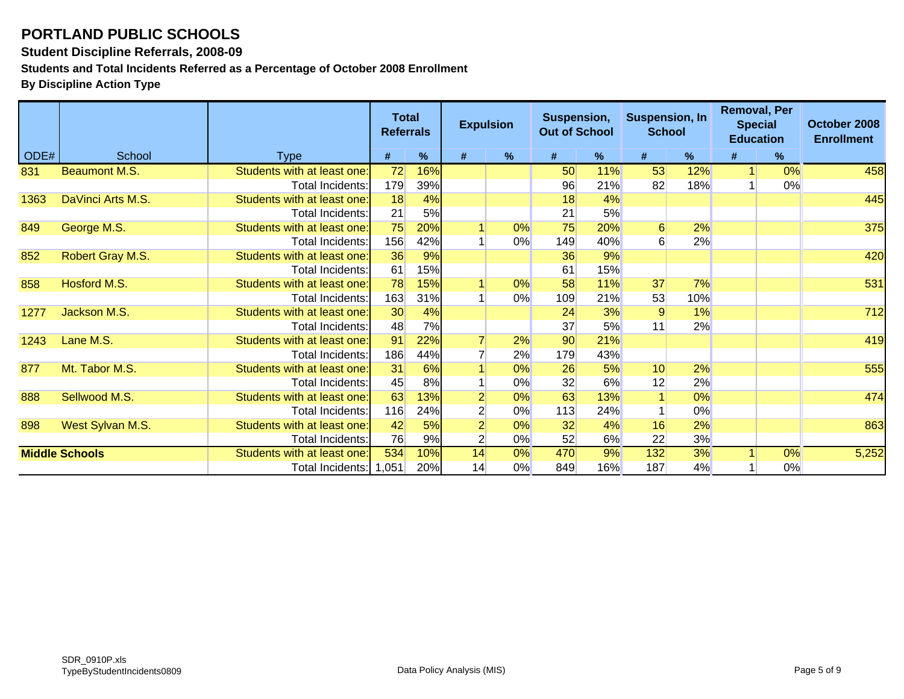# PORTLAND PUBLIC SCHOOLS

### Student Discipline Referrals, 2008-09

### Students and Total Incidents Referred as a Percentage of October 2008 Enrollment

### By Discipline Action Type

| ODE# | School | Type | Total Referrals | | Expulsion | | Suspension, Out of School | | Suspension, In School | | Removal, Per Special Education | | October 2008 Enrollment |
|---|---|---|---|---|---|---|---|---|---|---|---|---|---|
| | | | # | % | # | % | # | % | # | % | # | % | |
| 831 | Beaumont M.S. | Students with at least one: | 72 | 16% | | | 50 | 11% | 53 | 12% | 1 | 0% | 458 |
| | | Total Incidents: | 179 | 39% | | | 96 | 21% | 82 | 18% | 1 | 0% | |
| 1363 | DaVinci Arts M.S. | Students with at least one: | 18 | 4% | | | 18 | 4% | | | | | 445 |
| | | Total Incidents: | 21 | 5% | | | 21 | 5% | | | | | |
| 849 | George M.S. | Students with at least one: | 75 | 20% | 1 | 0% | 75 | 20% | 6 | 2% | | | 375 |
| | | Total Incidents: | 156 | 42% | 1 | 0% | 149 | 40% | 6 | 2% | | | |
| 852 | Robert Gray M.S. | Students with at least one: | 36 | 9% | | | 36 | 9% | | | | | 420 |
| | | Total Incidents: | 61 | 15% | | | 61 | 15% | | | | | |
| 858 | Hosford M.S. | Students with at least one: | 78 | 15% | 1 | 0% | 58 | 11% | 37 | 7% | | | 531 |
| | | Total Incidents: | 163 | 31% | 1 | 0% | 109 | 21% | 53 | 10% | | | |
| 1277 | Jackson M.S. | Students with at least one: | 30 | 4% | | | 24 | 3% | 9 | 1% | | | 712 |
| | | Total Incidents: | 48 | 7% | | | 37 | 5% | 11 | 2% | | | |
| 1243 | Lane M.S. | Students with at least one: | 91 | 22% | 7 | 2% | 90 | 21% | | | | | 419 |
| | | Total Incidents: | 186 | 44% | 7 | 2% | 179 | 43% | | | | | |
| 877 | Mt. Tabor M.S. | Students with at least one: | 31 | 6% | 1 | 0% | 26 | 5% | 10 | 2% | | | 555 |
| | | Total Incidents: | 45 | 8% | 1 | 0% | 32 | 6% | 12 | 2% | | | |
| 888 | Sellwood M.S. | Students with at least one: | 63 | 13% | 2 | 0% | 63 | 13% | 1 | 0% | | | 474 |
| | | Total Incidents: | 116 | 24% | 2 | 0% | 113 | 24% | 1 | 0% | | | |
| 898 | West Sylvan M.S. | Students with at least one: | 42 | 5% | 2 | 0% | 32 | 4% | 16 | 2% | | | 863 |
| | | Total Incidents: | 76 | 9% | 2 | 0% | 52 | 6% | 22 | 3% | | | |
| **Middle Schools** | | Students with at least one: | 534 | 10% | 14 | 0% | 470 | 9% | 132 | 3% | 1 | 0% | 5,252 |
| | | Total Incidents: | 1,051 | 20% | 14 | 0% | 849 | 16% | 187 | 4% | 1 | 0% | |

SDR_0910P.xls
TypeByStudentIncidents0809

Data Policy Analysis (MIS)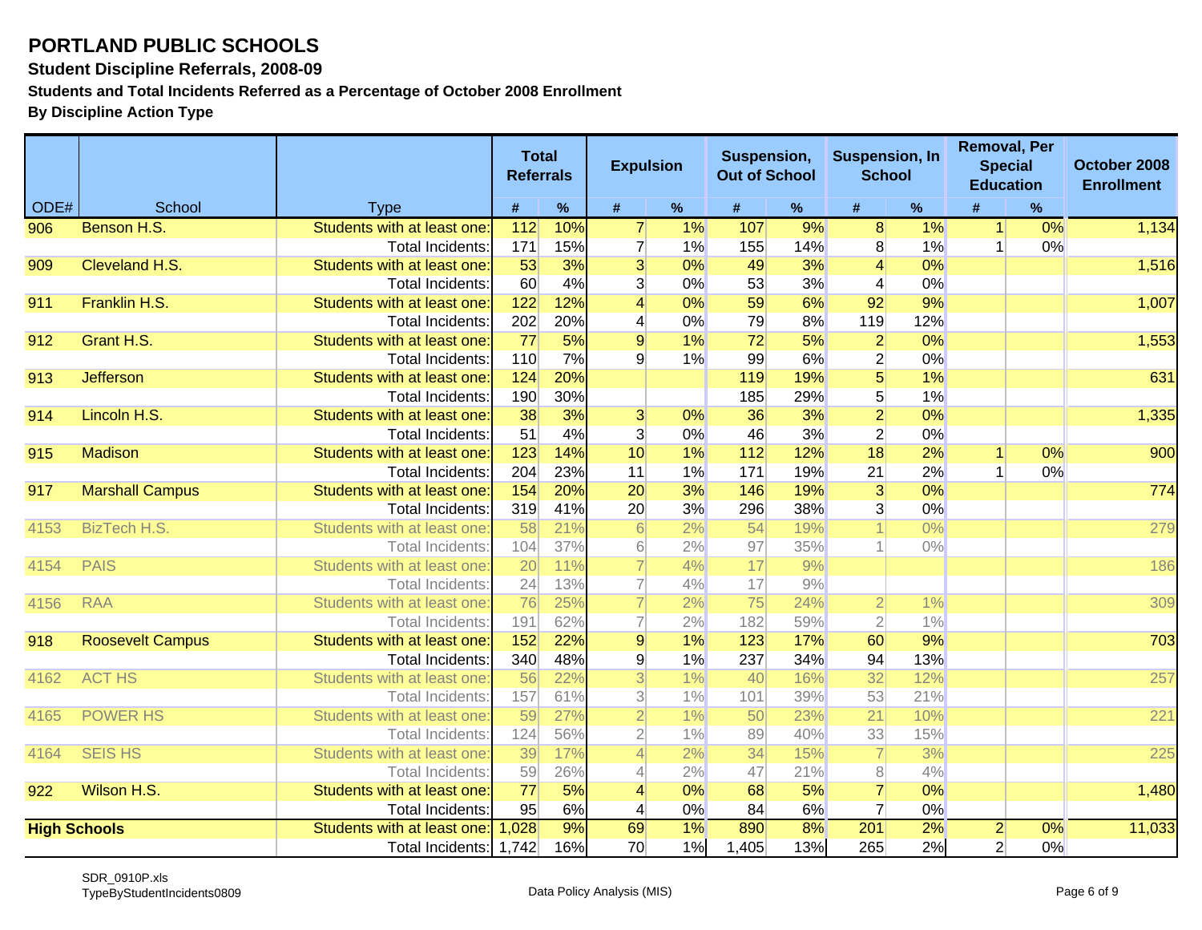# PORTLAND PUBLIC SCHOOLS

### Student Discipline Referrals, 2008-09

### Students and Total Incidents Referred as a Percentage of October 2008 Enrollment

### By Discipline Action Type

| ODE# | School | Type | Total Referrals | | Expulsion | | Suspension, Out of School | | Suspension, In School | | Removal, Per Special Education | | October 2008 Enrollment |
|---|---|---|---|---|---|---|---|---|---|---|---|---|---|
| | | | # | % | # | % | # | % | # | % | # | % | |
| 906 | Benson H.S. | Students with at least one: | 112 | 10% | 7 | 1% | 107 | 9% | 8 | 1% | 1 | 0% | 1,134 |
| | | Total Incidents: | 171 | 15% | 7 | 1% | 155 | 14% | 8 | 1% | 1 | 0% | |
| 909 | Cleveland H.S. | Students with at least one: | 53 | 3% | 3 | 0% | 49 | 3% | 4 | 0% | | | 1,516 |
| | | Total Incidents: | 60 | 4% | 3 | 0% | 53 | 3% | 4 | 0% | | | |
| 911 | Franklin H.S. | Students with at least one: | 122 | 12% | 4 | 0% | 59 | 6% | 92 | 9% | | | 1,007 |
| | | Total Incidents: | 202 | 20% | 4 | 0% | 79 | 8% | 119 | 12% | | | |
| 912 | Grant H.S. | Students with at least one: | 77 | 5% | 9 | 1% | 72 | 5% | 2 | 0% | | | 1,553 |
| | | Total Incidents: | 110 | 7% | 9 | 1% | 99 | 6% | 2 | 0% | | | |
| 913 | Jefferson | Students with at least one: | 124 | 20% | | | 119 | 19% | 5 | 1% | | | 631 |
| | | Total Incidents: | 190 | 30% | | | 185 | 29% | 5 | 1% | | | |
| 914 | Lincoln H.S. | Students with at least one: | 38 | 3% | 3 | 0% | 36 | 3% | 2 | 0% | | | 1,335 |
| | | Total Incidents: | 51 | 4% | 3 | 0% | 46 | 3% | 2 | 0% | | | |
| 915 | Madison | Students with at least one: | 123 | 14% | 10 | 1% | 112 | 12% | 18 | 2% | 1 | 0% | 900 |
| | | Total Incidents: | 204 | 23% | 11 | 1% | 171 | 19% | 21 | 2% | 1 | 0% | |
| 917 | Marshall Campus | Students with at least one: | 154 | 20% | 20 | 3% | 146 | 19% | 3 | 0% | | | 774 |
| | | Total Incidents: | 319 | 41% | 20 | 3% | 296 | 38% | 3 | 0% | | | |
| 4153 | BizTech H.S. | Students with at least one: | 58 | 21% | 6 | 2% | 54 | 19% | 1 | 0% | | | 279 |
| | | Total Incidents: | 104 | 37% | 6 | 2% | 97 | 35% | 1 | 0% | | | |
| 4154 | PAIS | Students with at least one: | 20 | 11% | 7 | 4% | 17 | 9% | | | | | 186 |
| | | Total Incidents: | 24 | 13% | 7 | 4% | 17 | 9% | | | | | |
| 4156 | RAA | Students with at least one: | 76 | 25% | 7 | 2% | 75 | 24% | 2 | 1% | | | 309 |
| | | Total Incidents: | 191 | 62% | 7 | 2% | 182 | 59% | 2 | 1% | | | |
| 918 | Roosevelt Campus | Students with at least one: | 152 | 22% | 9 | 1% | 123 | 17% | 60 | 9% | | | 703 |
| | | Total Incidents: | 340 | 48% | 9 | 1% | 237 | 34% | 94 | 13% | | | |
| 4162 | ACT HS | Students with at least one: | 56 | 22% | 3 | 1% | 40 | 16% | 32 | 12% | | | 257 |
| | | Total Incidents: | 157 | 61% | 3 | 1% | 101 | 39% | 53 | 21% | | | |
| 4165 | POWER HS | Students with at least one: | 59 | 27% | 2 | 1% | 50 | 23% | 21 | 10% | | | 221 |
| | | Total Incidents: | 124 | 56% | 2 | 1% | 89 | 40% | 33 | 15% | | | |
| 4164 | SEIS HS | Students with at least one: | 39 | 17% | 4 | 2% | 34 | 15% | 7 | 3% | | | 225 |
| | | Total Incidents: | 59 | 26% | 4 | 2% | 47 | 21% | 8 | 4% | | | |
| 922 | Wilson H.S. | Students with at least one: | 77 | 5% | 4 | 0% | 68 | 5% | 7 | 0% | | | 1,480 |
| | | Total Incidents: | 95 | 6% | 4 | 0% | 84 | 6% | 7 | 0% | | | |
| **High Schools** | | Students with at least one: | 1,028 | 9% | 69 | 1% | 890 | 8% | 201 | 2% | 2 | 0% | 11,033 |
| | | Total Incidents: | 1,742 | 16% | 70 | 1% | 1,405 | 13% | 265 | 2% | 2 | 0% | |

SDR_0910P.xls
TypeByStudentIncidents0809

Data Policy Analysis (MIS)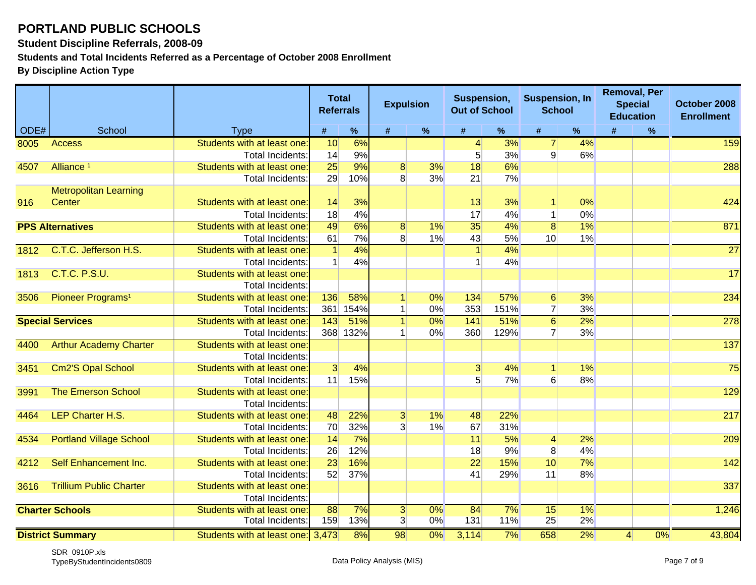# PORTLAND PUBLIC SCHOOLS

**Student Discipline Referrals, 2008-09**

**Students and Total Incidents Referred as a Percentage of October 2008 Enrollment**

**By Discipline Action Type**

| ODE# | School | Type | Total Referrals | | Expulsion | | Suspension, Out of School | | Suspension, In School | | Removal, Per Special Education | | October 2008 Enrollment |
|---|---|---|---|---|---|---|---|---|---|---|---|---|---|
| | | | # | % | # | % | # | % | # | % | # | % | |
| 8005 | Access | Students with at least one: | 10 | 6% | | | 4 | 3% | 7 | 4% | | | 159 |
| | | Total Incidents: | 14 | 9% | | | 5 | 3% | 9 | 6% | | | |
| 4507 | Alliance [1] | Students with at least one: | 25 | 9% | 8 | 3% | 18 | 6% | | | | | 288 |
| | | Total Incidents: | 29 | 10% | 8 | 3% | 21 | 7% | | | | | |
| 916 | Metropolitan Learning Center | Students with at least one: | 14 | 3% | | | 13 | 3% | 1 | 0% | | | 424 |
| | | Total Incidents: | 18 | 4% | | | 17 | 4% | 1 | 0% | | | |
| **PPS Alternatives** | | Students with at least one: | 49 | 6% | 8 | 1% | 35 | 4% | 8 | 1% | | | 871 |
| | | Total Incidents: | 61 | 7% | 8 | 1% | 43 | 5% | 10 | 1% | | | |
| 1812 | C.T.C. Jefferson H.S. | Students with at least one: | 1 | 4% | | | 1 | 4% | | | | | 27 |
| | | Total Incidents: | 1 | 4% | | | 1 | 4% | | | | | |
| 1813 | C.T.C. P.S.U. | Students with at least one: | | | | | | | | | | | 17 |
| | | Total Incidents: | | | | | | | | | | | |
| 3506 | Pioneer Programs[1] | Students with at least one: | 136 | 58% | 1 | 0% | 134 | 57% | 6 | 3% | | | 234 |
| | | Total Incidents: | 361 | 154% | 1 | 0% | 353 | 151% | 7 | 3% | | | |
| **Special Services** | | Students with at least one: | 143 | 51% | 1 | 0% | 141 | 51% | 6 | 2% | | | 278 |
| | | Total Incidents: | 368 | 132% | 1 | 0% | 360 | 129% | 7 | 3% | | | |
| 4400 | Arthur Academy Charter | Students with at least one: | | | | | | | | | | | 137 |
| | | Total Incidents: | | | | | | | | | | | |
| 3451 | Cm2'S Opal School | Students with at least one: | 3 | 4% | | | 3 | 4% | 1 | 1% | | | 75 |
| | | Total Incidents: | 11 | 15% | | | 5 | 7% | 6 | 8% | | | |
| 3991 | The Emerson School | Students with at least one: | | | | | | | | | | | 129 |
| | | Total Incidents: | | | | | | | | | | | |
| 4464 | LEP Charter H.S. | Students with at least one: | 48 | 22% | 3 | 1% | 48 | 22% | | | | | 217 |
| | | Total Incidents: | 70 | 32% | 3 | 1% | 67 | 31% | | | | | |
| 4534 | Portland Village School | Students with at least one: | 14 | 7% | | | 11 | 5% | 4 | 2% | | | 209 |
| | | Total Incidents: | 26 | 12% | | | 18 | 9% | 8 | 4% | | | |
| 4212 | Self Enhancement Inc. | Students with at least one: | 23 | 16% | | | 22 | 15% | 10 | 7% | | | 142 |
| | | Total Incidents: | 52 | 37% | | | 41 | 29% | 11 | 8% | | | |
| 3616 | Trillium Public Charter | Students with at least one: | | | | | | | | | | | 337 |
| | | Total Incidents: | | | | | | | | | | | |
| **Charter Schools** | | Students with at least one: | 88 | 7% | 3 | 0% | 84 | 7% | 15 | 1% | | | 1,246 |
| | | Total Incidents: | 159 | 13% | 3 | 0% | 131 | 11% | 25 | 2% | | | |
| **District Summary** | | Students with at least one: | 3,473 | 8% | 98 | 0% | 3,114 | 7% | 658 | 2% | 4 | 0% | 43,804 |

SDR_0910P.xls
TypeByStudentIncidents0809

Data Policy Analysis (MIS)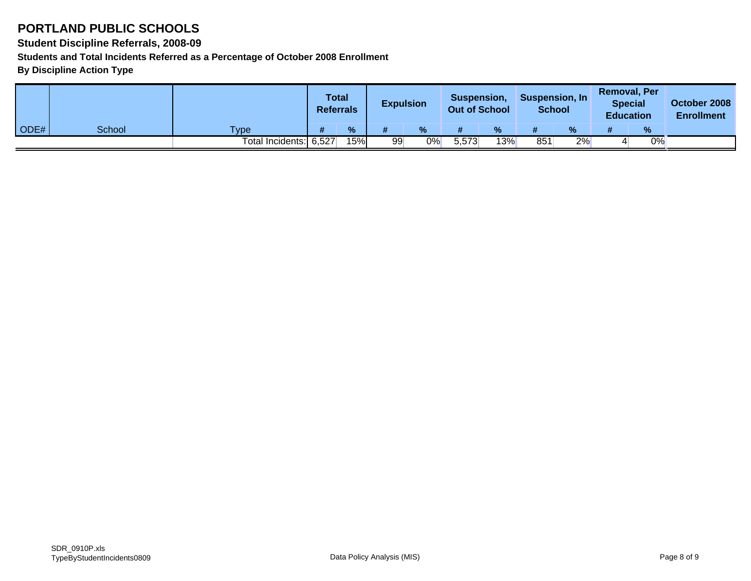# PORTLAND PUBLIC SCHOOLS

**Student Discipline Referrals, 2008-09**

**Students and Total Incidents Referred as a Percentage of October 2008 Enrollment**

**By Discipline Action Type**

| | | | Total Referrals | | Expulsion | | Suspension, Out of School | | Suspension, In School | | Removal, Per Special Education | | October 2008 Enrollment |
|---|---|---|---|---|---|---|---|---|---|---|---|---|---|
| ODE# | School | Type | # | % | # | % | # | % | # | % | # | % | |
| | | Total Incidents: | 6,527 | 15% | 99 | 0% | 5,573 | 13% | 851 | 2% | 4 | 0% | |

SDR_0910P.xls
TypeByStudentIncidents0809

Data Policy Analysis (MIS)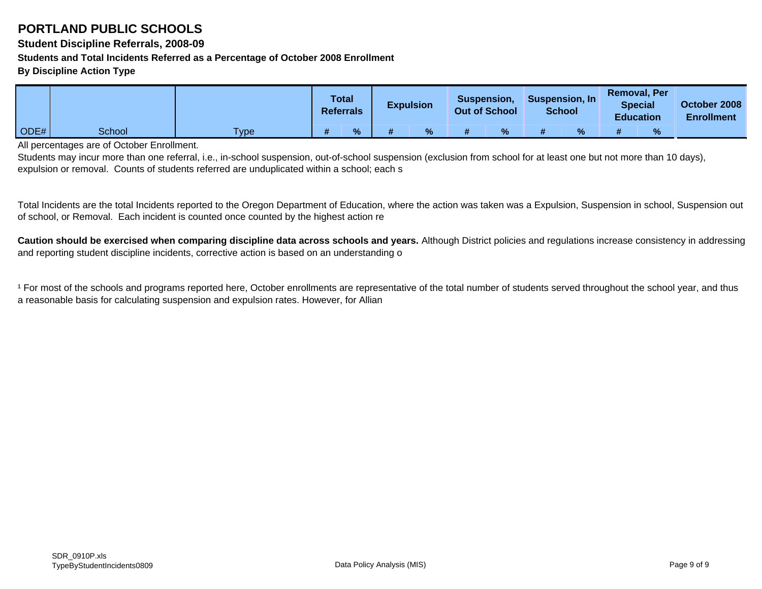# PORTLAND PUBLIC SCHOOLS

**Student Discipline Referrals, 2008-09**

**Students and Total Incidents Referred as a Percentage of October 2008 Enrollment**

**By Discipline Action Type**

| | | | Total Referrals | | Expulsion | | Suspension, Out of School | | Suspension, In School | | Removal, Per Special Education | | October 2008 Enrollment |
|---|---|---|---|---|---|---|---|---|---|---|---|---|---|
| ODE# | School | Type | # | % | # | % | # | % | # | % | # | % | |

All percentages are of October Enrollment.

Students may incur more than one referral, i.e., in-school suspension, out-of-school suspension (exclusion from school for at least one but not more than 10 days), expulsion or removal. Counts of students referred are unduplicated within a school; each s

Total Incidents are the total Incidents reported to the Oregon Department of Education, where the action was taken was a Expulsion, Suspension in school, Suspension out of school, or Removal. Each incident is counted once counted by the highest action re

**Caution should be exercised when comparing discipline data across schools and years.** Although District policies and regulations increase consistency in addressing and reporting student discipline incidents, corrective action is based on an understanding o

[1] For most of the schools and programs reported here, October enrollments are representative of the total number of students served throughout the school year, and thus a reasonable basis for calculating suspension and expulsion rates. However, for Allian

SDR_0910P.xls
TypeByStudentIncidents0809

Data Policy Analysis (MIS)